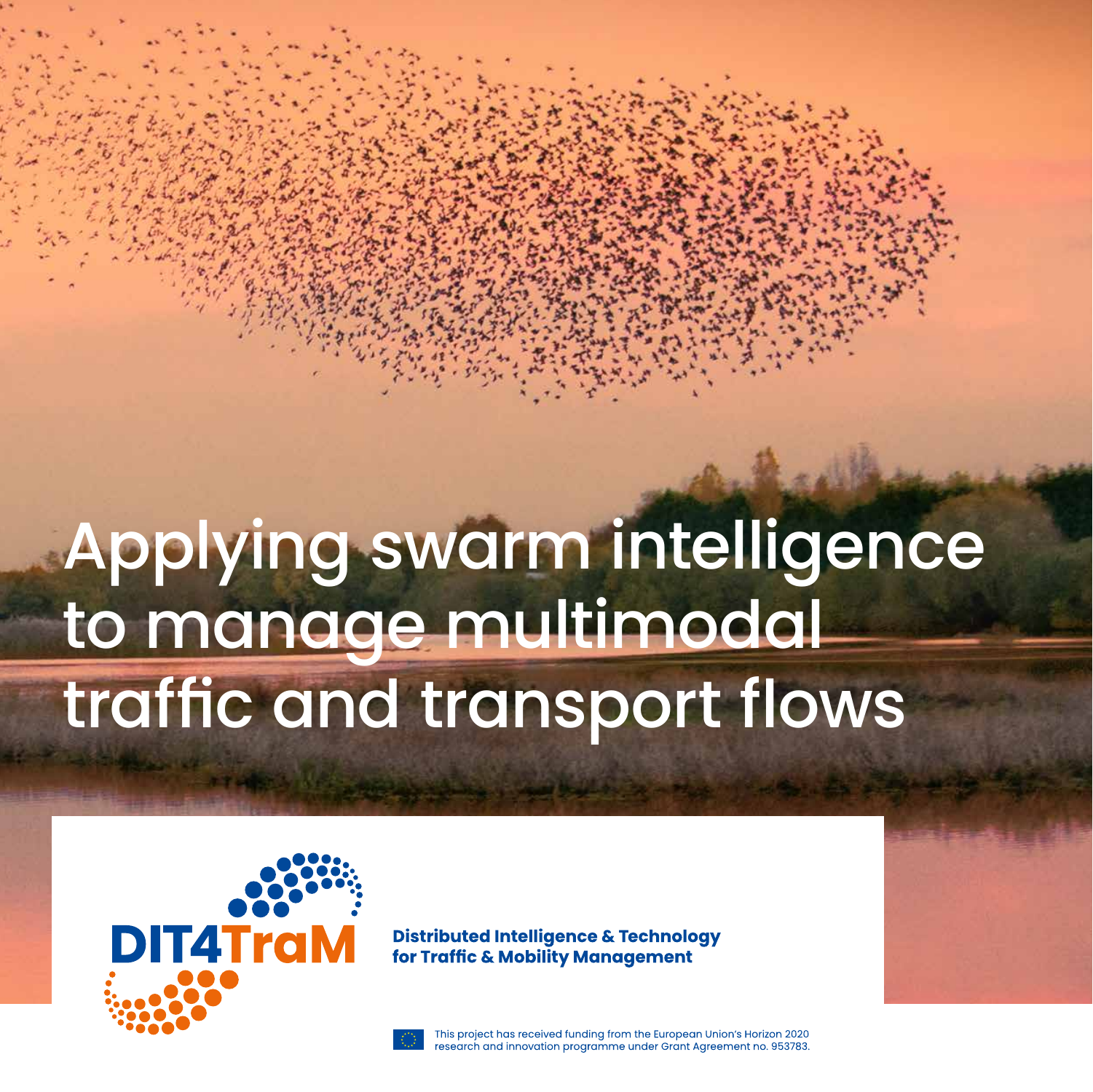# Applying swarm intelligence to manage multimodal traffic and transport flows

DIT4TraM

**Distributed Intelligence & Technology for Traffic & Mobility Management**

This project has received funding from the European Union's Horizon 2020 research and innovation programme under Grant Agreement no. 953783.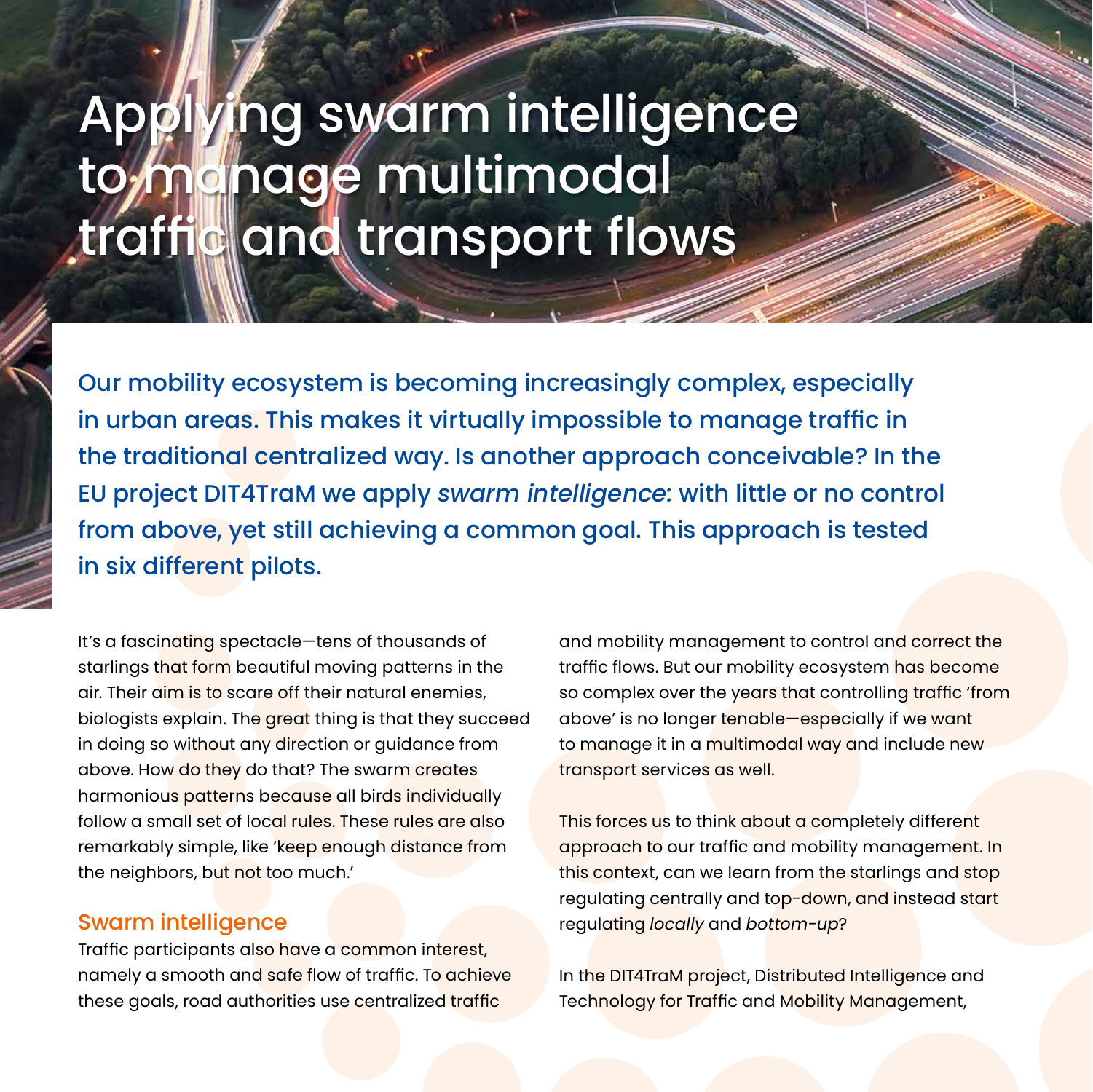# Applying swarm intelligence to manage multimodal traffic and transport flows

**Our mobility ecosystem is becoming increasingly complex, especially in urban areas. This makes it virtually impossible to manage traffic in the traditional centralized way. Is another approach conceivable? In the EU project DIT4TraM we apply *swarm intelligence*: with little or no control from above, yet still achieving a common goal. This approach is tested in six different pilots.**

It's a fascinating spectacle—tens of thousands of starlings that form beautiful moving patterns in the air. Their aim is to scare off their natural enemies, biologists explain. The great thing is that they succeed in doing so without any direction or guidance from above. How do they do that? The swarm creates harmonious patterns because all birds individually follow a small set of local rules. These rules are also remarkably simple, like 'keep enough distance from the neighbors, but not too much.'

## Swarm intelligence

Traffic participants also have a common interest, namely a smooth and safe flow of traffic. To achieve these goals, road authorities use centralized traffic and mobility management to control and correct the traffic flows. But our mobility ecosystem has become so complex over the years that controlling traffic 'from above' is no longer tenable—especially if we want to manage it in a multimodal way and include new transport services as well.

This forces us to think about a completely different approach to our traffic and mobility management. In this context, can we learn from the starlings and stop regulating centrally and top-down, and instead start regulating *locally* and *bottom-up*?

In the DIT4TraM project, Distributed Intelligence and Technology for Traffic and Mobility Management,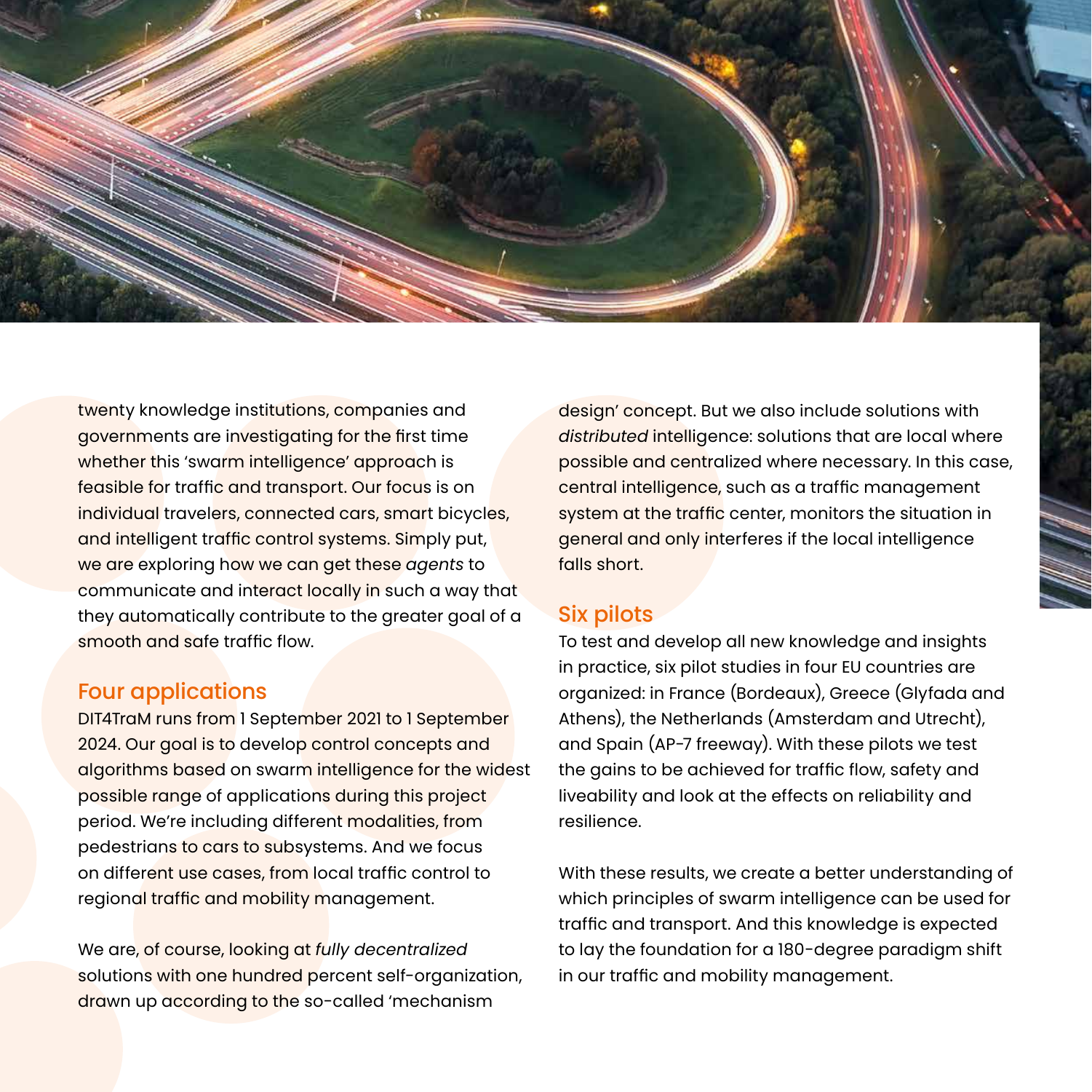twenty knowledge institutions, companies and governments are investigating for the first time whether this 'swarm intelligence' approach is feasible for traffic and transport. Our focus is on individual travelers, connected cars, smart bicycles, and intelligent traffic control systems. Simply put, we are exploring how we can get these *agents* to communicate and interact locally in such a way that they automatically contribute to the greater goal of a smooth and safe traffic flow.

## Four applications

DIT4TraM runs from 1 September 2021 to 1 September 2024. Our goal is to develop control concepts and algorithms based on swarm intelligence for the widest possible range of applications during this project period. We're including different modalities, from pedestrians to cars to subsystems. And we focus on different use cases, from local traffic control to regional traffic and mobility management.

We are, of course, looking at *fully decentralized* solutions with one hundred percent self-organization, drawn up according to the so-called 'mechanism design' concept. But we also include solutions with *distributed* intelligence: solutions that are local where possible and centralized where necessary. In this case, central intelligence, such as a traffic management system at the traffic center, monitors the situation in general and only interferes if the local intelligence falls short.

## Six pilots

To test and develop all new knowledge and insights in practice, six pilot studies in four EU countries are organized: in France (Bordeaux), Greece (Glyfada and Athens), the Netherlands (Amsterdam and Utrecht), and Spain (AP-7 freeway). With these pilots we test the gains to be achieved for traffic flow, safety and liveability and look at the effects on reliability and resilience.

With these results, we create a better understanding of which principles of swarm intelligence can be used for traffic and transport. And this knowledge is expected to lay the foundation for a 180-degree paradigm shift in our traffic and mobility management.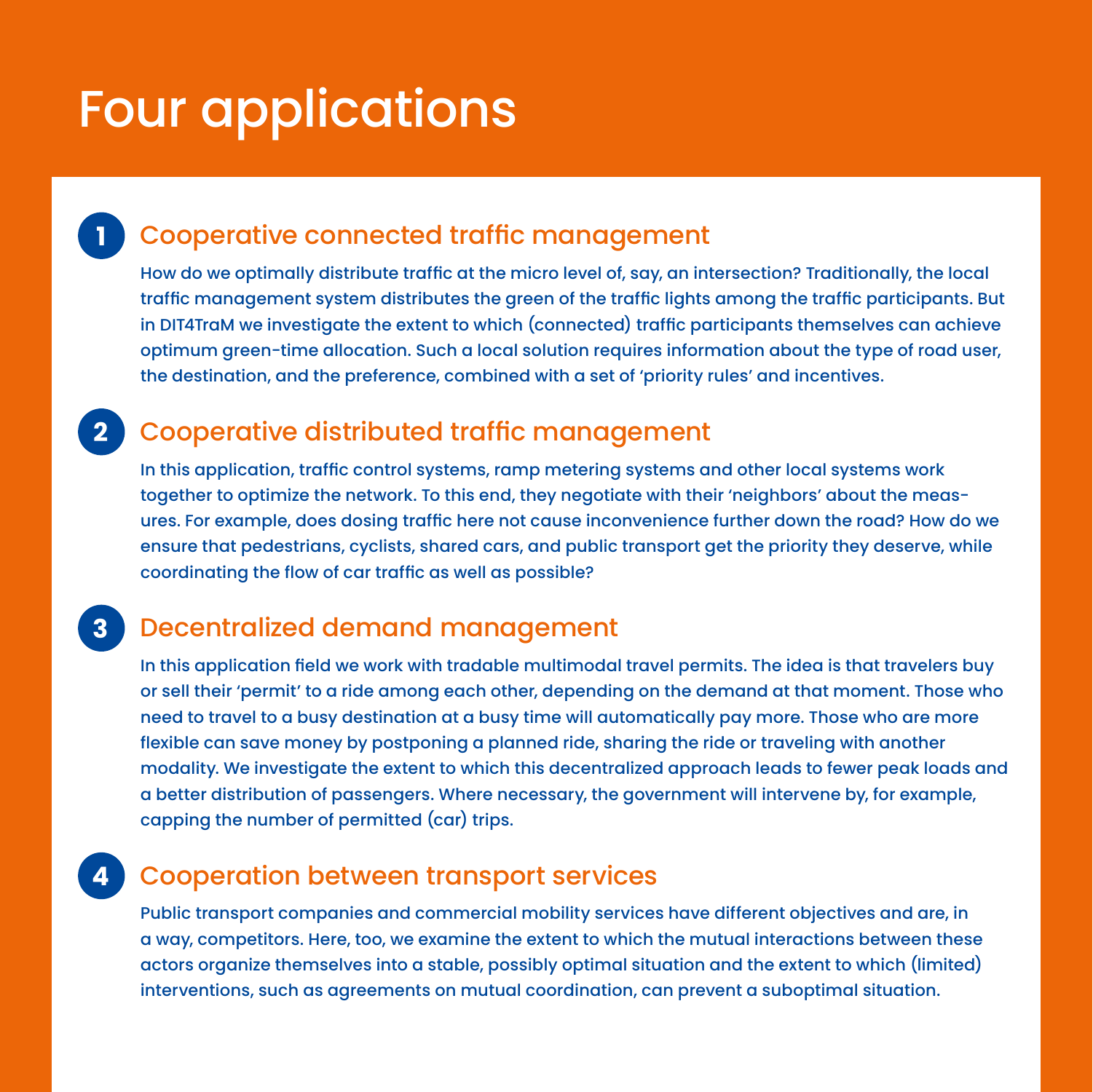# Four applications

## 1 Cooperative connected traffic management

How do we optimally distribute traffic at the micro level of, say, an intersection? Traditionally, the local traffic management system distributes the green of the traffic lights among the traffic participants. But in DIT4TraM we investigate the extent to which (connected) traffic participants themselves can achieve optimum green-time allocation. Such a local solution requires information about the type of road user, the destination, and the preference, combined with a set of 'priority rules' and incentives.

## 2 Cooperative distributed traffic management

In this application, traffic control systems, ramp metering systems and other local systems work together to optimize the network. To this end, they negotiate with their 'neighbors' about the measures. For example, does dosing traffic here not cause inconvenience further down the road? How do we ensure that pedestrians, cyclists, shared cars, and public transport get the priority they deserve, while coordinating the flow of car traffic as well as possible?

## 3 Decentralized demand management

In this application field we work with tradable multimodal travel permits. The idea is that travelers buy or sell their 'permit' to a ride among each other, depending on the demand at that moment. Those who need to travel to a busy destination at a busy time will automatically pay more. Those who are more flexible can save money by postponing a planned ride, sharing the ride or traveling with another modality. We investigate the extent to which this decentralized approach leads to fewer peak loads and a better distribution of passengers. Where necessary, the government will intervene by, for example, capping the number of permitted (car) trips.

## 4 Cooperation between transport services

Public transport companies and commercial mobility services have different objectives and are, in a way, competitors. Here, too, we examine the extent to which the mutual interactions between these actors organize themselves into a stable, possibly optimal situation and the extent to which (limited) interventions, such as agreements on mutual coordination, can prevent a suboptimal situation.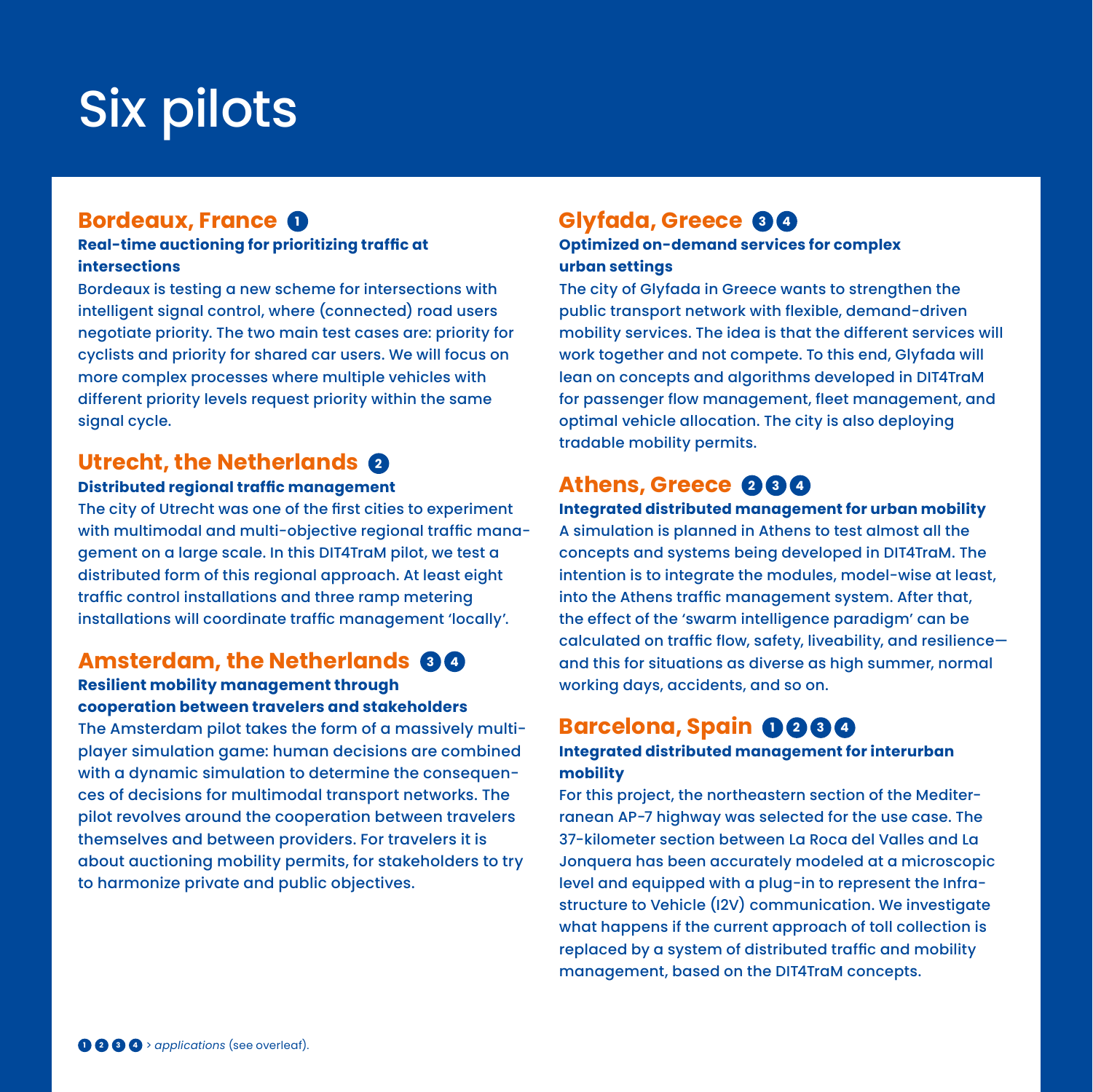# Six pilots

## Bordeaux, France ❶

**Real-time auctioning for prioritizing traffic at intersections**

Bordeaux is testing a new scheme for intersections with intelligent signal control, where (connected) road users negotiate priority. The two main test cases are: priority for cyclists and priority for shared car users. We will focus on more complex processes where multiple vehicles with different priority levels request priority within the same signal cycle.

## Utrecht, the Netherlands ❷

**Distributed regional traffic management**

The city of Utrecht was one of the first cities to experiment with multimodal and multi-objective regional traffic management on a large scale. In this DIT4TraM pilot, we test a distributed form of this regional approach. At least eight traffic control installations and three ramp metering installations will coordinate traffic management 'locally'.

## Amsterdam, the Netherlands ❸❹

**Resilient mobility management through cooperation between travelers and stakeholders**

The Amsterdam pilot takes the form of a massively multiplayer simulation game: human decisions are combined with a dynamic simulation to determine the consequences of decisions for multimodal transport networks. The pilot revolves around the cooperation between travelers themselves and between providers. For travelers it is about auctioning mobility permits, for stakeholders to try to harmonize private and public objectives.

## Glyfada, Greece ❸❹

**Optimized on-demand services for complex urban settings**

The city of Glyfada in Greece wants to strengthen the public transport network with flexible, demand-driven mobility services. The idea is that the different services will work together and not compete. To this end, Glyfada will lean on concepts and algorithms developed in DIT4TraM for passenger flow management, fleet management, and optimal vehicle allocation. The city is also deploying tradable mobility permits.

## Athens, Greece ❷❸❹

**Integrated distributed management for urban mobility**

A simulation is planned in Athens to test almost all the concepts and systems being developed in DIT4TraM. The intention is to integrate the modules, model-wise at least, into the Athens traffic management system. After that, the effect of the 'swarm intelligence paradigm' can be calculated on traffic flow, safety, liveability, and resilience—and this for situations as diverse as high summer, normal working days, accidents, and so on.

## Barcelona, Spain ❶❷❸❹

**Integrated distributed management for interurban mobility**

For this project, the northeastern section of the Mediterranean AP-7 highway was selected for the use case. The 37-kilometer section between La Roca del Valles and La Jonquera has been accurately modeled at a microscopic level and equipped with a plug-in to represent the Infrastructure to Vehicle (I2V) communication. We investigate what happens if the current approach of toll collection is replaced by a system of distributed traffic and mobility management, based on the DIT4TraM concepts.

❶❷❸❹ > *applications* (see overleaf).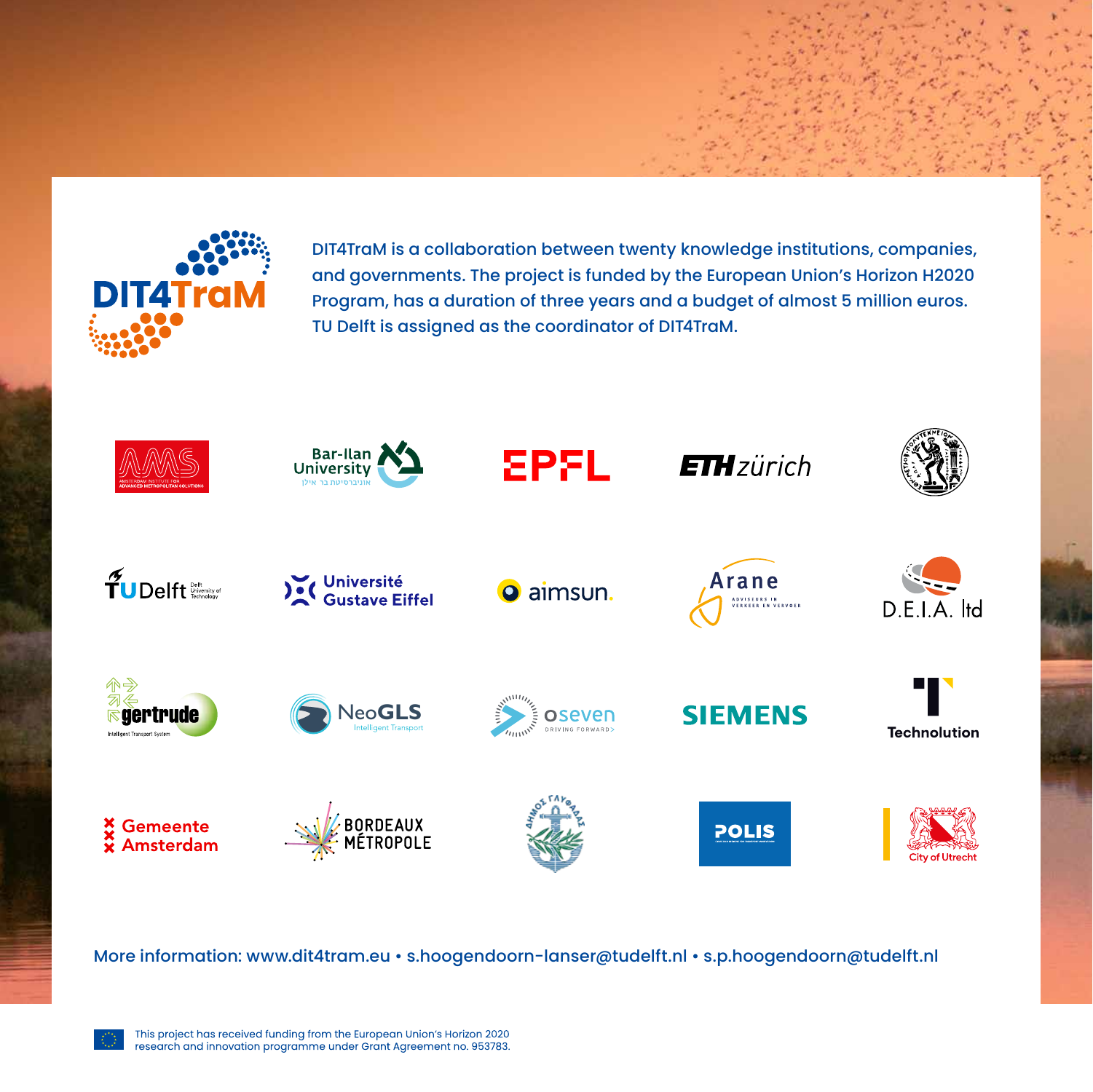DIT4TraM is a collaboration between twenty knowledge institutions, companies, and governments. The project is funded by the European Union's Horizon H2020 Program, has a duration of three years and a budget of almost 5 million euros. TU Delft is assigned as the coordinator of DIT4TraM.

More information: www.dit4tram.eu • s.hoogendoorn-lanser@tudelft.nl • s.p.hoogendoorn@tudelft.nl

This project has received funding from the European Union's Horizon 2020 research and innovation programme under Grant Agreement no. 953783.